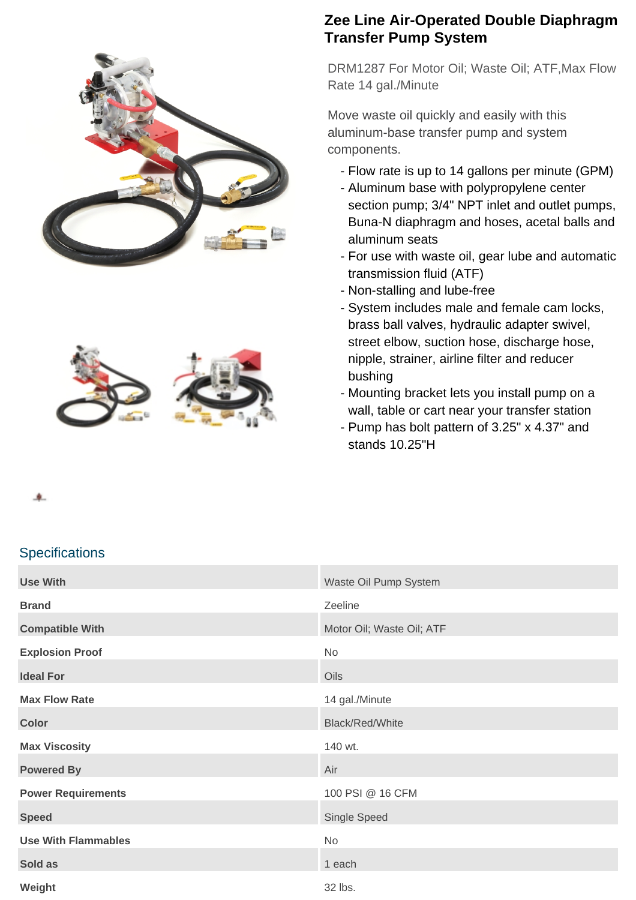# Zee Line Air-Operated Double Diaphragm Transfer Pump System

DRM1287 For Motor Oil; Waste Oil; ATF,Max Flow Rate 14 gal./Minute

Move waste oil quickly and easily with this aluminum-base transfer pump and system components.

- Flow rate is up to 14 gallons per minute (GPM)
- Aluminum base with polypropylene center section pump; 3/4" NPT inlet and outlet pumps, Buna-N diaphragm and hoses, acetal balls and aluminum seats
- For use with waste oil, gear lube and automatic transmission fluid (ATF)
- Non-stalling and lube-free
- System includes male and female cam locks, brass ball valves, hydraulic adapter swivel, street elbow, suction hose, discharge hose, nipple, strainer, airline filter and reducer bushing
- Mounting bracket lets you install pump on a wall, table or cart near your transfer station
- Pump has bolt pattern of 3.25" x 4.37" and stands 10.25"H

## Specifications

| | |
|---|---|
| **Use With** | Waste Oil Pump System |
| **Brand** | Zeeline |
| **Compatible With** | Motor Oil; Waste Oil; ATF |
| **Explosion Proof** | No |
| **Ideal For** | Oils |
| **Max Flow Rate** | 14 gal./Minute |
| **Color** | Black/Red/White |
| **Max Viscosity** | 140 wt. |
| **Powered By** | Air |
| **Power Requirements** | 100 PSI @ 16 CFM |
| **Speed** | Single Speed |
| **Use With Flammables** | No |
| **Sold as** | 1 each |
| **Weight** | 32 lbs. |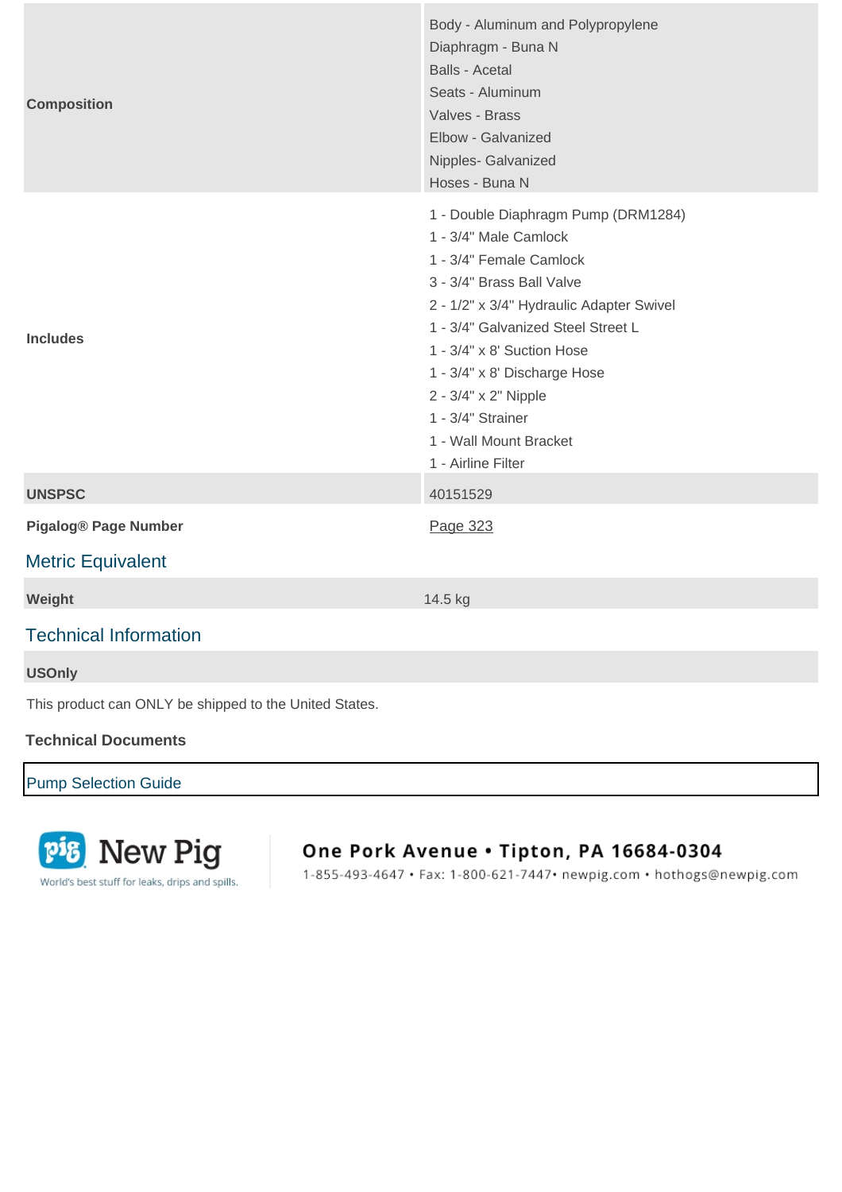| | |
|---|---|
| **Composition** | Body - Aluminum and Polypropylene<br>Diaphragm - Buna N<br>Balls - Acetal<br>Seats - Aluminum<br>Valves - Brass<br>Elbow - Galvanized<br>Nipples- Galvanized<br>Hoses - Buna N |
| **Includes** | 1 - Double Diaphragm Pump (DRM1284)<br>1 - 3/4" Male Camlock<br>1 - 3/4" Female Camlock<br>3 - 3/4" Brass Ball Valve<br>2 - 1/2" x 3/4" Hydraulic Adapter Swivel<br>1 - 3/4" Galvanized Steel Street L<br>1 - 3/4" x 8' Suction Hose<br>1 - 3/4" x 8' Discharge Hose<br>2 - 3/4" x 2" Nipple<br>1 - 3/4" Strainer<br>1 - Wall Mount Bracket<br>1 - Airline Filter |
| **UNSPSC** | 40151529 |
| **Pigalog® Page Number** | Page 323 |

## Metric Equivalent

| | |
|---|---|
| **Weight** | 14.5 kg |

## Technical Information

**USOnly**

This product can ONLY be shipped to the United States.

**Technical Documents**

Pump Selection Guide

New Pig
World's best stuff for leaks, drips and spills.

One Pork Avenue • Tipton, PA 16684-0304
1-855-493-4647 • Fax: 1-800-621-7447• newpig.com • hothogs@newpig.com